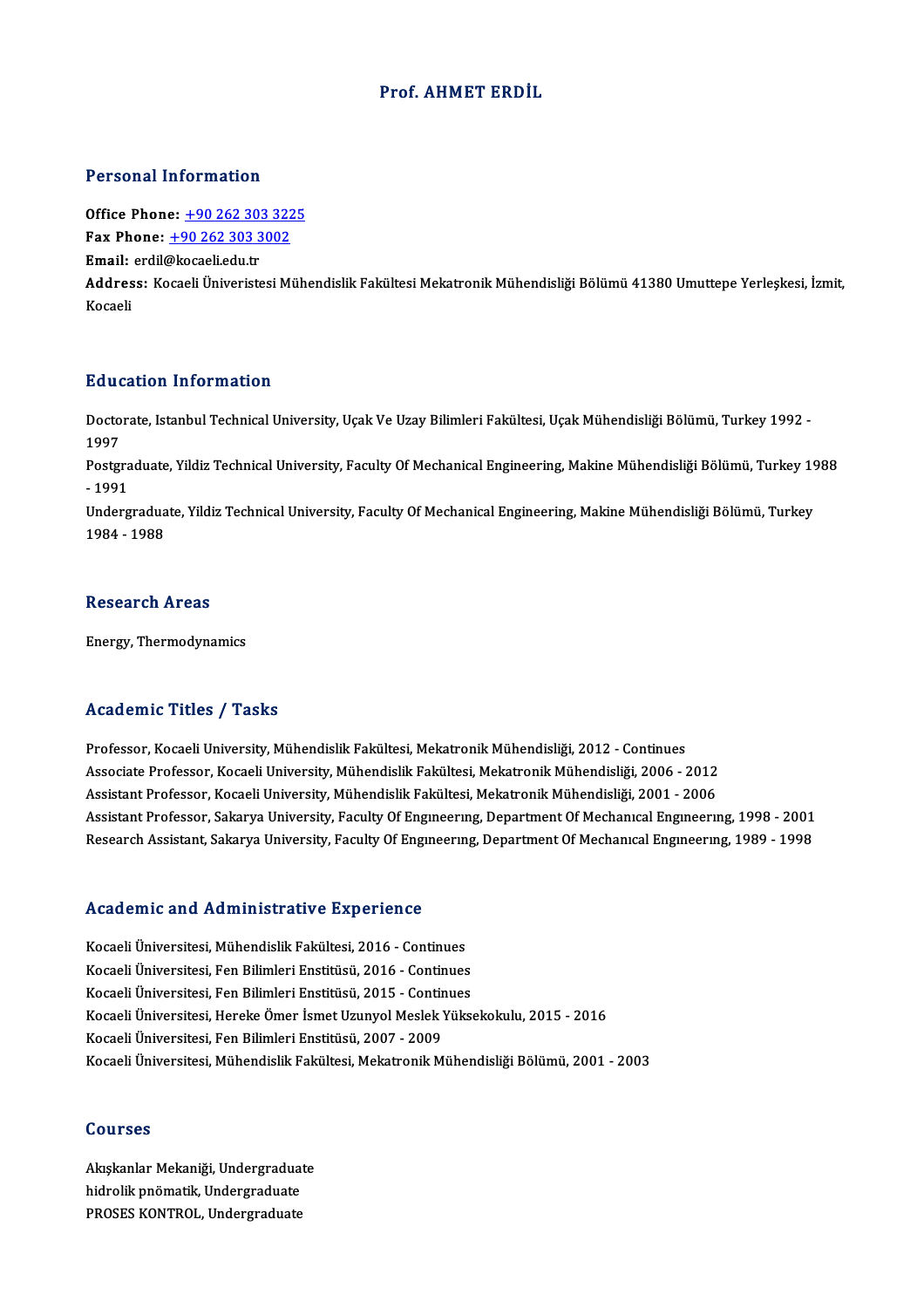# Prof. AHMET ERDİL

## Personal Information

**Office Phone:** +90 262 303 3225
**Fax Phone:** +90 262 303 3002
**Email:** erdil@kocaeli.edu.tr
**Address:** Kocaeli Üniveristesi Mühendislik Fakültesi Mekatronik Mühendisliği Bölümü 41380 Umuttepe Yerleşkesi, İzmit, Kocaeli

## Education Information

Doctorate, Istanbul Technical University, Uçak Ve Uzay Bilimleri Fakültesi, Uçak Mühendisliği Bölümü, Turkey 1992 - 1997
Postgraduate, Yildiz Technical University, Faculty Of Mechanical Engineering, Makine Mühendisliği Bölümü, Turkey 1988 - 1991
Undergraduate, Yildiz Technical University, Faculty Of Mechanical Engineering, Makine Mühendisliği Bölümü, Turkey 1984 - 1988

## Research Areas

Energy, Thermodynamics

## Academic Titles / Tasks

Professor, Kocaeli University, Mühendislik Fakültesi, Mekatronik Mühendisliği, 2012 - Continues
Associate Professor, Kocaeli University, Mühendislik Fakültesi, Mekatronik Mühendisliği, 2006 - 2012
Assistant Professor, Kocaeli University, Mühendislik Fakültesi, Mekatronik Mühendisliği, 2001 - 2006
Assistant Professor, Sakarya University, Faculty Of Engıneerıng, Department Of Mechanıcal Engıneerıng, 1998 - 2001
Research Assistant, Sakarya University, Faculty Of Engıneerıng, Department Of Mechanıcal Engıneerıng, 1989 - 1998

## Academic and Administrative Experience

Kocaeli Üniversitesi, Mühendislik Fakültesi, 2016 - Continues
Kocaeli Üniversitesi, Fen Bilimleri Enstitüsü, 2016 - Continues
Kocaeli Üniversitesi, Fen Bilimleri Enstitüsü, 2015 - Continues
Kocaeli Üniversitesi, Hereke Ömer İsmet Uzunyol Meslek Yüksekokulu, 2015 - 2016
Kocaeli Üniversitesi, Fen Bilimleri Enstitüsü, 2007 - 2009
Kocaeli Üniversitesi, Mühendislik Fakültesi, Mekatronik Mühendisliği Bölümü, 2001 - 2003

## Courses

Akışkanlar Mekaniği, Undergraduate
hidrolik pnömatik, Undergraduate
PROSES KONTROL, Undergraduate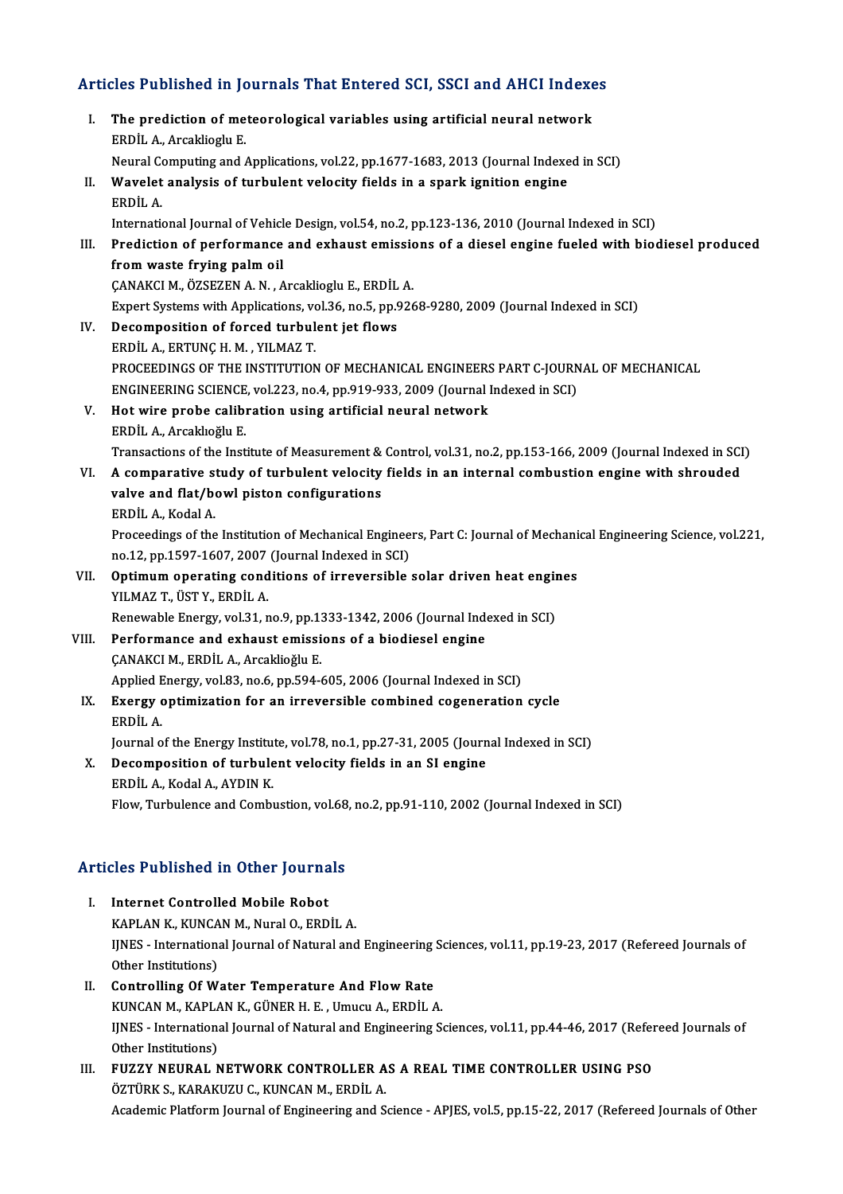## Articles Published in Journals That Entered SCI, SSCI and AHCI Indexes

I. **The prediction of meteorological variables using artificial neural network**
   ERDİL A., Arcaklioglu E.
   Neural Computing and Applications, vol.22, pp.1677-1683, 2013 (Journal Indexed in SCI)

II. **Wavelet analysis of turbulent velocity fields in a spark ignition engine**
   ERDİL A.
   International Journal of Vehicle Design, vol.54, no.2, pp.123-136, 2010 (Journal Indexed in SCI)

III. **Prediction of performance and exhaust emissions of a diesel engine fueled with biodiesel produced from waste frying palm oil**
   ÇANAKCI M., ÖZSEZEN A. N. , Arcaklioglu E., ERDİL A.
   Expert Systems with Applications, vol.36, no.5, pp.9268-9280, 2009 (Journal Indexed in SCI)

IV. **Decomposition of forced turbulent jet flows**
   ERDİL A., ERTUNÇ H. M. , YILMAZ T.
   PROCEEDINGS OF THE INSTITUTION OF MECHANICAL ENGINEERS PART C-JOURNAL OF MECHANICAL ENGINEERING SCIENCE, vol.223, no.4, pp.919-933, 2009 (Journal Indexed in SCI)

V. **Hot wire probe calibration using artificial neural network**
   ERDİL A., Arcaklıoğlu E.
   Transactions of the Institute of Measurement & Control, vol.31, no.2, pp.153-166, 2009 (Journal Indexed in SCI)

VI. **A comparative study of turbulent velocity fields in an internal combustion engine with shrouded valve and flat/bowl piston configurations**
   ERDİL A., Kodal A.
   Proceedings of the Institution of Mechanical Engineers, Part C: Journal of Mechanical Engineering Science, vol.221, no.12, pp.1597-1607, 2007 (Journal Indexed in SCI)

VII. **Optimum operating conditions of irreversible solar driven heat engines**
   YILMAZ T., ÜST Y., ERDİL A.
   Renewable Energy, vol.31, no.9, pp.1333-1342, 2006 (Journal Indexed in SCI)

VIII. **Performance and exhaust emissions of a biodiesel engine**
   ÇANAKCI M., ERDİL A., Arcaklioğlu E.
   Applied Energy, vol.83, no.6, pp.594-605, 2006 (Journal Indexed in SCI)

IX. **Exergy optimization for an irreversible combined cogeneration cycle**
   ERDİL A.
   Journal of the Energy Institute, vol.78, no.1, pp.27-31, 2005 (Journal Indexed in SCI)

X. **Decomposition of turbulent velocity fields in an SI engine**
   ERDİL A., Kodal A., AYDIN K.
   Flow, Turbulence and Combustion, vol.68, no.2, pp.91-110, 2002 (Journal Indexed in SCI)

## Articles Published in Other Journals

I. **Internet Controlled Mobile Robot**
   KAPLAN K., KUNCAN M., Nural O., ERDİL A.
   IJNES - International Journal of Natural and Engineering Sciences, vol.11, pp.19-23, 2017 (Refereed Journals of Other Institutions)

II. **Controlling Of Water Temperature And Flow Rate**
   KUNCAN M., KAPLAN K., GÜNER H. E. , Umucu A., ERDİL A.
   IJNES - International Journal of Natural and Engineering Sciences, vol.11, pp.44-46, 2017 (Refereed Journals of Other Institutions)

III. **FUZZY NEURAL NETWORK CONTROLLER AS A REAL TIME CONTROLLER USING PSO**
   ÖZTÜRK S., KARAKUZU C., KUNCAN M., ERDİL A.
   Academic Platform Journal of Engineering and Science - APJES, vol.5, pp.15-22, 2017 (Refereed Journals of Other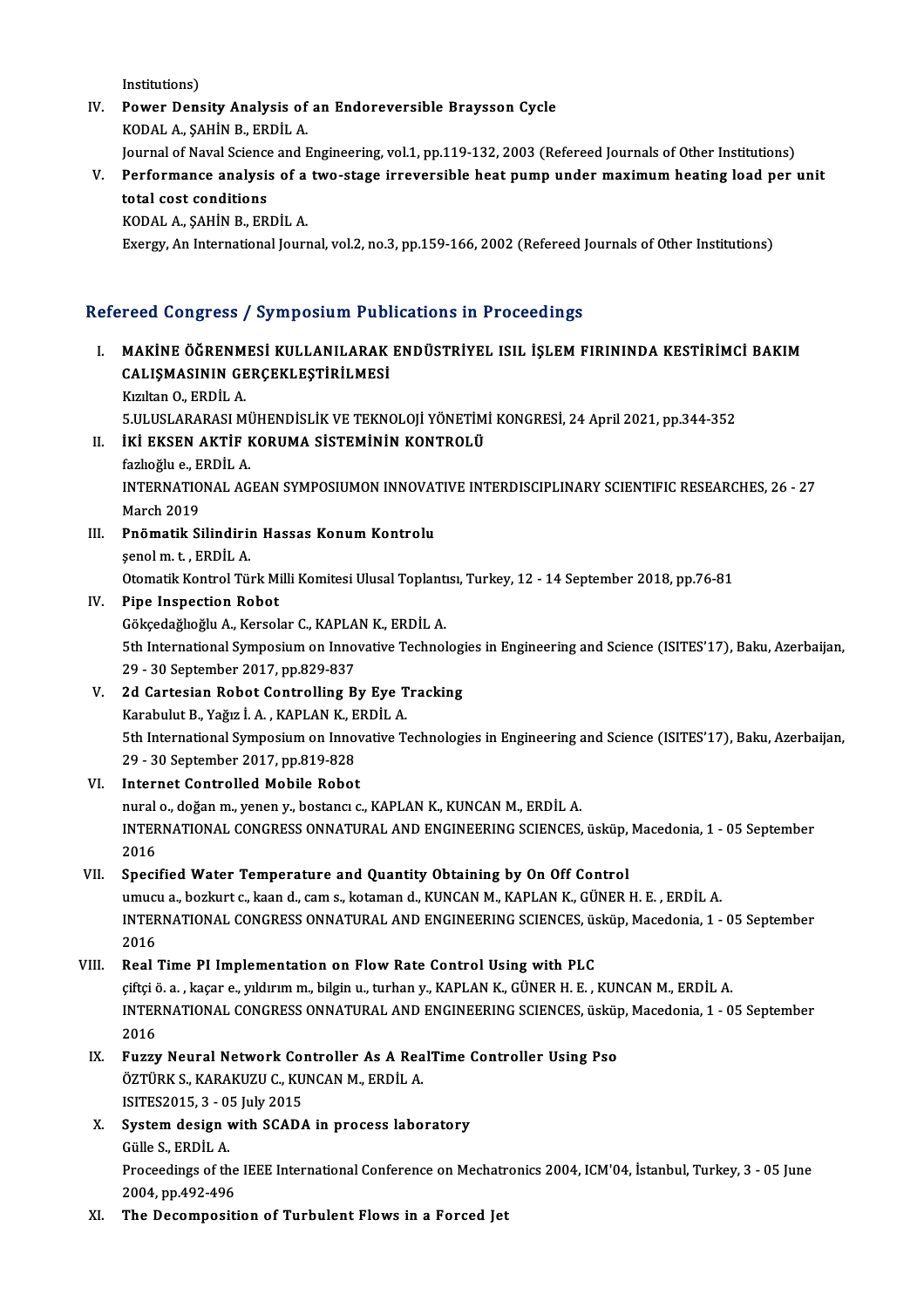Institutions)

IV. **Power Density Analysis of an Endoreversible Braysson Cycle**
KODAL A., ŞAHİN B., ERDİL A.
Journal of Naval Science and Engineering, vol.1, pp.119-132, 2003 (Refereed Journals of Other Institutions)

V. **Performance analysis of a two-stage irreversible heat pump under maximum heating load per unit total cost conditions**
KODAL A., ŞAHİN B., ERDİL A.
Exergy, An International Journal, vol.2, no.3, pp.159-166, 2002 (Refereed Journals of Other Institutions)

## Refereed Congress / Symposium Publications in Proceedings

I. **MAKİNE ÖĞRENMESİ KULLANILARAK ENDÜSTRİYEL ISIL İŞLEM FIRININDA KESTİRİMCİ BAKIM CALIŞMASININ GERÇEKLEŞTİRİLMESİ**
Kızıltan O., ERDİL A.
5.ULUSLARARASI MÜHENDİSLİK VE TEKNOLOJİ YÖNETİMİ KONGRESİ, 24 April 2021, pp.344-352

II. **İKİ EKSEN AKTİF KORUMA SİSTEMİNİN KONTROLÜ**
fazlıoğlu e., ERDİL A.
INTERNATIONAL AGEAN SYMPOSIUMON INNOVATIVE INTERDISCIPLINARY SCIENTIFIC RESEARCHES, 26 - 27 March 2019

III. **Pnömatik Silindirin Hassas Konum Kontrolu**
şenol m. t. , ERDİL A.
Otomatik Kontrol Türk Milli Komitesi Ulusal Toplantısı, Turkey, 12 - 14 September 2018, pp.76-81

IV. **Pipe Inspection Robot**
Gökçedağlıoğlu A., Kersolar C., KAPLAN K., ERDİL A.
5th International Symposium on Innovative Technologies in Engineering and Science (ISITES'17), Baku, Azerbaijan, 29 - 30 September 2017, pp.829-837

V. **2d Cartesian Robot Controlling By Eye Tracking**
Karabulut B., Yağız İ. A. , KAPLAN K., ERDİL A.
5th International Symposium on Innovative Technologies in Engineering and Science (ISITES'17), Baku, Azerbaijan, 29 - 30 September 2017, pp.819-828

VI. **Internet Controlled Mobile Robot**
nural o., doğan m., yenen y., bostancı c., KAPLAN K., KUNCAN M., ERDİL A.
INTERNATIONAL CONGRESS ONNATURAL AND ENGINEERING SCIENCES, üsküp, Macedonia, 1 - 05 September 2016

VII. **Specified Water Temperature and Quantity Obtaining by On Off Control**
umucu a., bozkurt c., kaan d., cam s., kotaman d., KUNCAN M., KAPLAN K., GÜNER H. E. , ERDİL A.
INTERNATIONAL CONGRESS ONNATURAL AND ENGINEERING SCIENCES, üsküp, Macedonia, 1 - 05 September 2016

VIII. **Real Time PI Implementation on Flow Rate Control Using with PLC**
çiftçi ö. a. , kaçar e., yıldırım m., bilgin u., turhan y., KAPLAN K., GÜNER H. E. , KUNCAN M., ERDİL A.
INTERNATIONAL CONGRESS ONNATURAL AND ENGINEERING SCIENCES, üsküp, Macedonia, 1 - 05 September 2016

IX. **Fuzzy Neural Network Controller As A RealTime Controller Using Pso**
ÖZTÜRK S., KARAKUZU C., KUNCAN M., ERDİL A.
ISITES2015, 3 - 05 July 2015

X. **System design with SCADA in process laboratory**
Gülle S., ERDİL A.
Proceedings of the IEEE International Conference on Mechatronics 2004, ICM'04, İstanbul, Turkey, 3 - 05 June 2004, pp.492-496

XI. **The Decomposition of Turbulent Flows in a Forced Jet**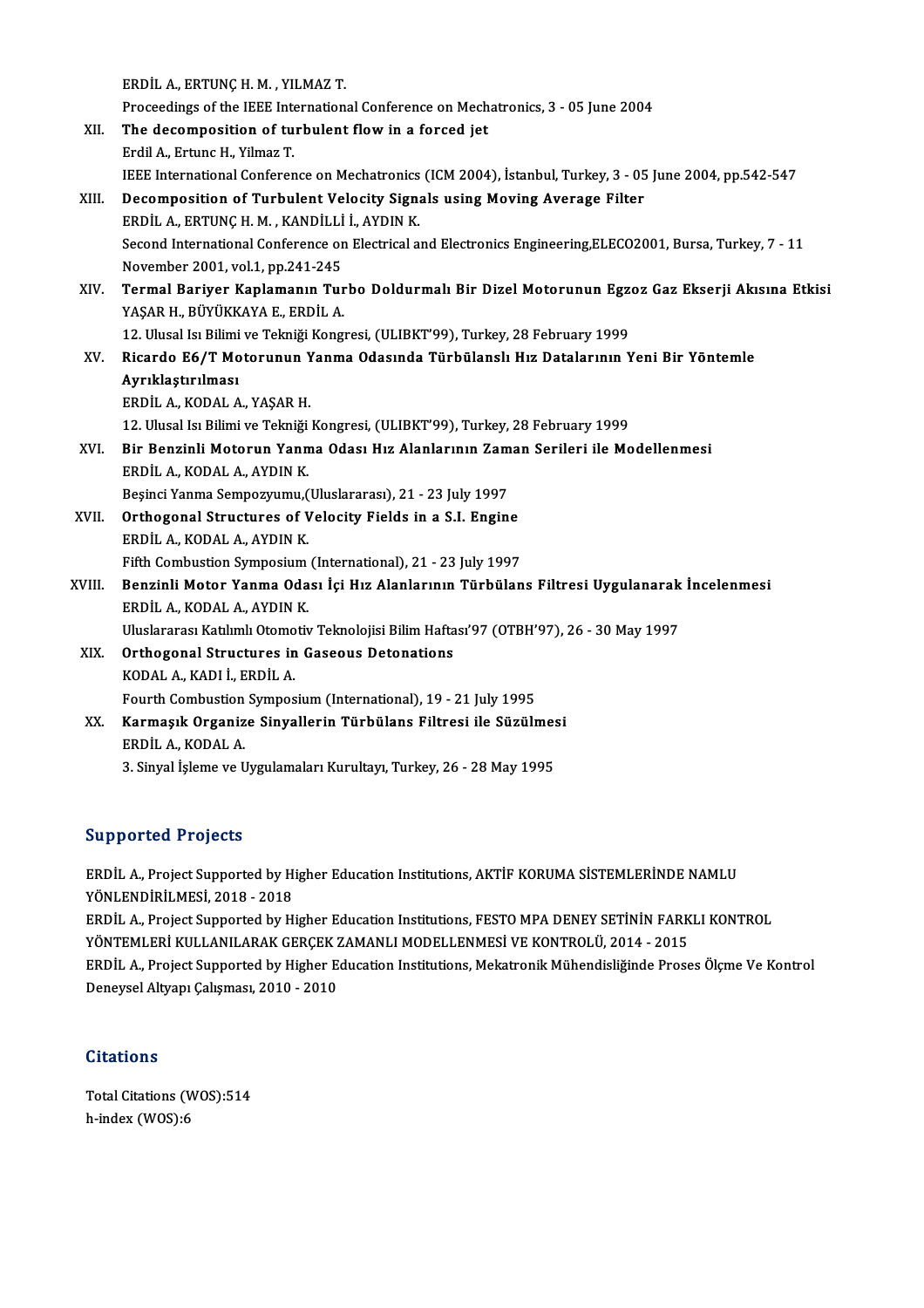ERDİL A., ERTUNÇ H. M. , YILMAZ T.
Proceedings of the IEEE International Conference on Mechatronics, 3 - 05 June 2004

XII. **The decomposition of turbulent flow in a forced jet**
Erdil A., Ertunc H., Yilmaz T.
IEEE International Conference on Mechatronics (ICM 2004), İstanbul, Turkey, 3 - 05 June 2004, pp.542-547

XIII. **Decomposition of Turbulent Velocity Signals using Moving Average Filter**
ERDİL A., ERTUNÇ H. M. , KANDİLLİ İ., AYDIN K.
Second International Conference on Electrical and Electronics Engineering,ELECO2001, Bursa, Turkey, 7 - 11 November 2001, vol.1, pp.241-245

XIV. **Termal Bariyer Kaplamanın Turbo Doldurmalı Bir Dizel Motorunun Egzoz Gaz Ekserji Akısına Etkisi**
YAŞAR H., BÜYÜKKAYA E., ERDİL A.
12. Ulusal Isı Bilimi ve Tekniği Kongresi, (ULIBKT'99), Turkey, 28 February 1999

XV. **Ricardo E6/T Motorunun Yanma Odasında Türbülanslı Hız Datalarının Yeni Bir Yöntemle Ayrıklaştırılması**
ERDİL A., KODAL A., YAŞAR H.
12. Ulusal Isı Bilimi ve Tekniği Kongresi, (ULIBKT'99), Turkey, 28 February 1999

XVI. **Bir Benzinli Motorun Yanma Odası Hız Alanlarının Zaman Serileri ile Modellenmesi**
ERDİL A., KODAL A., AYDIN K.
Beşinci Yanma Sempozyumu,(Uluslararası), 21 - 23 July 1997

XVII. **Orthogonal Structures of Velocity Fields in a S.I. Engine**
ERDİL A., KODAL A., AYDIN K.
Fifth Combustion Symposium (International), 21 - 23 July 1997

XVIII. **Benzinli Motor Yanma Odası İçi Hız Alanlarının Türbülans Filtresi Uygulanarak İncelenmesi**
ERDİL A., KODAL A., AYDIN K.
Uluslararası Katılımlı Otomotiv Teknolojisi Bilim Haftası'97 (OTBH'97), 26 - 30 May 1997

XIX. **Orthogonal Structures in Gaseous Detonations**
KODAL A., KADI İ., ERDİL A.
Fourth Combustion Symposium (International), 19 - 21 July 1995

XX. **Karmaşık Organize Sinyallerin Türbülans Filtresi ile Süzülmesi**
ERDİL A., KODAL A.
3. Sinyal İşleme ve Uygulamaları Kurultayı, Turkey, 26 - 28 May 1995

## Supported Projects

ERDİL A., Project Supported by Higher Education Institutions, AKTİF KORUMA SİSTEMLERİNDE NAMLU YÖNLENDİRİLMESİ, 2018 - 2018

ERDİL A., Project Supported by Higher Education Institutions, FESTO MPA DENEY SETİNİN FARKLI KONTROL YÖNTEMLERİ KULLANILARAK GERÇEK ZAMANLI MODELLENMESİ VE KONTROLÜ, 2014 - 2015

ERDİL A., Project Supported by Higher Education Institutions, Mekatronik Mühendisliğinde Proses Ölçme Ve Kontrol Deneysel Altyapı Çalışması, 2010 - 2010

## Citations

Total Citations (WOS):514
h-index (WOS):6